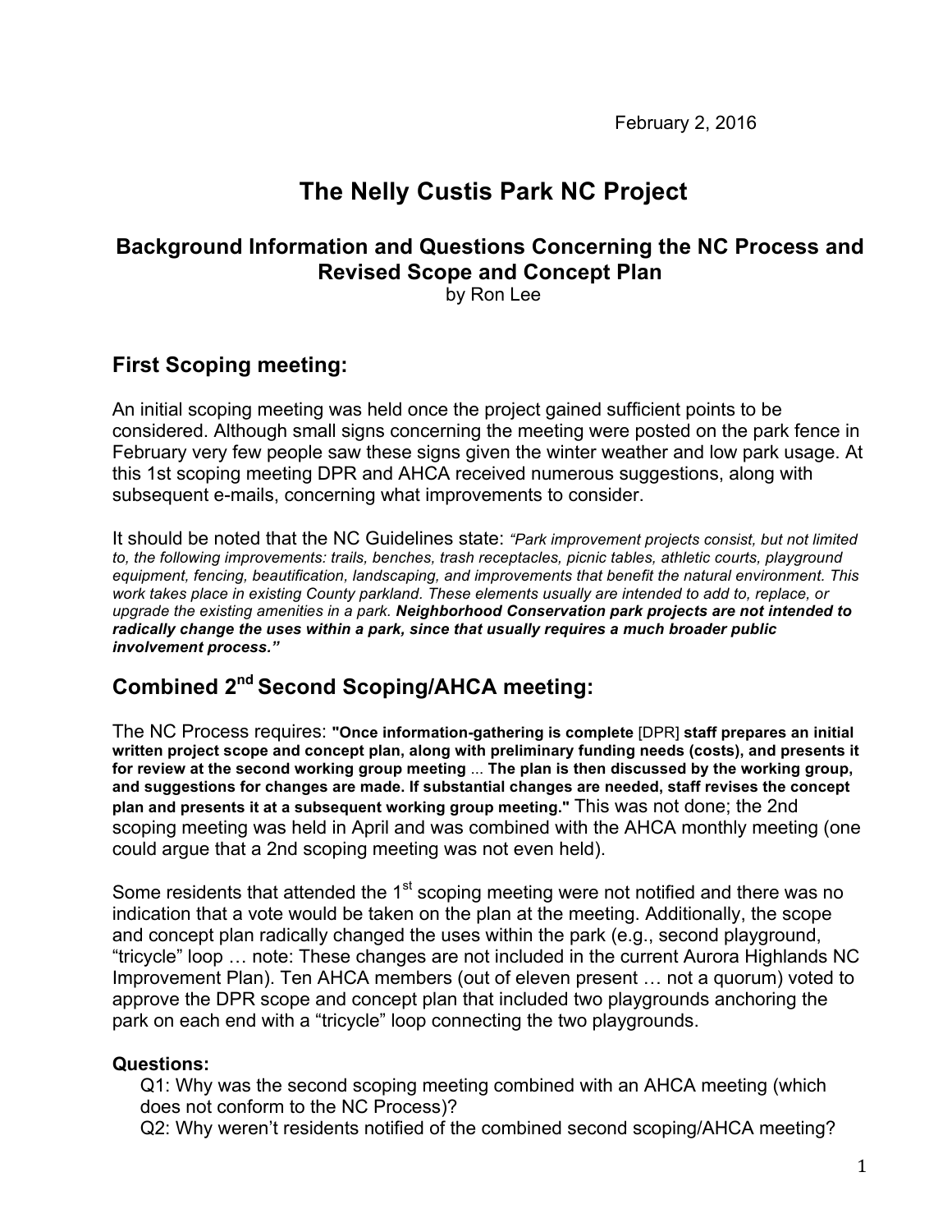February 2, 2016

# The Nelly Custis Park NC Project

### Background Information and Questions Concerning the NC Process and Revised Scope and Concept Plan

by Ron Lee

## First Scoping meeting:

An initial scoping meeting was held once the project gained sufficient points to be considered. Although small signs concerning the meeting were posted on the park fence in February very few people saw these signs given the winter weather and low park usage. At this 1st scoping meeting DPR and AHCA received numerous suggestions, along with subsequent e-mails, concerning what improvements to consider.

It should be noted that the NC Guidelines state: *"Park improvement projects consist, but not limited to, the following improvements: trails, benches, trash receptacles, picnic tables, athletic courts, playground equipment, fencing, beautification, landscaping, and improvements that benefit the natural environment. This work takes place in existing County parkland. These elements usually are intended to add to, replace, or upgrade the existing amenities in a park.* ***Neighborhood Conservation park projects are not intended to radically change the uses within a park, since that usually requires a much broader public involvement process."***

## Combined 2nd Second Scoping/AHCA meeting:

The NC Process requires: **"Once information-gathering is complete** [DPR] **staff prepares an initial written project scope and concept plan, along with preliminary funding needs (costs), and presents it for review at the second working group meeting** ... **The plan is then discussed by the working group, and suggestions for changes are made. If substantial changes are needed, staff revises the concept plan and presents it at a subsequent working group meeting."** This was not done; the 2nd scoping meeting was held in April and was combined with the AHCA monthly meeting (one could argue that a 2nd scoping meeting was not even held).

Some residents that attended the 1st scoping meeting were not notified and there was no indication that a vote would be taken on the plan at the meeting. Additionally, the scope and concept plan radically changed the uses within the park (e.g., second playground, "tricycle" loop … note: These changes are not included in the current Aurora Highlands NC Improvement Plan). Ten AHCA members (out of eleven present … not a quorum) voted to approve the DPR scope and concept plan that included two playgrounds anchoring the park on each end with a "tricycle" loop connecting the two playgrounds.

**Questions:**

Q1: Why was the second scoping meeting combined with an AHCA meeting (which does not conform to the NC Process)?

Q2: Why weren't residents notified of the combined second scoping/AHCA meeting?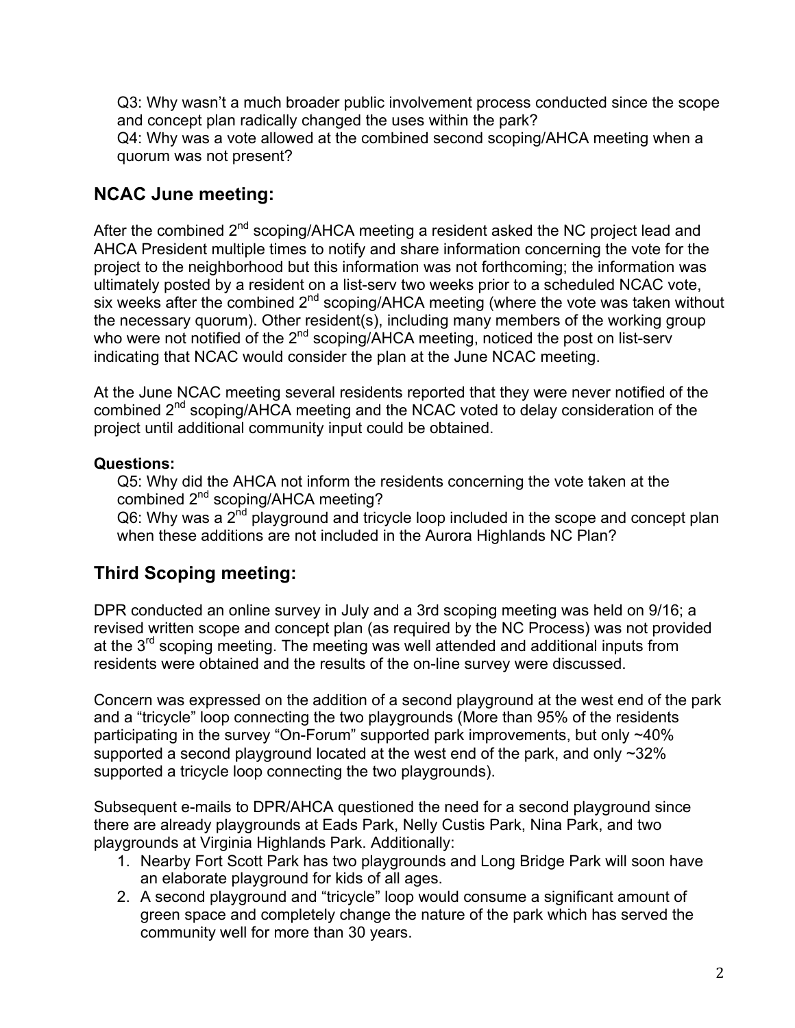Q3: Why wasn't a much broader public involvement process conducted since the scope and concept plan radically changed the uses within the park?
Q4: Why was a vote allowed at the combined second scoping/AHCA meeting when a quorum was not present?

## NCAC June meeting:

After the combined 2nd scoping/AHCA meeting a resident asked the NC project lead and AHCA President multiple times to notify and share information concerning the vote for the project to the neighborhood but this information was not forthcoming; the information was ultimately posted by a resident on a list-serv two weeks prior to a scheduled NCAC vote, six weeks after the combined 2nd scoping/AHCA meeting (where the vote was taken without the necessary quorum). Other resident(s), including many members of the working group who were not notified of the 2nd scoping/AHCA meeting, noticed the post on list-serv indicating that NCAC would consider the plan at the June NCAC meeting.

At the June NCAC meeting several residents reported that they were never notified of the combined 2nd scoping/AHCA meeting and the NCAC voted to delay consideration of the project until additional community input could be obtained.

**Questions:**

Q5: Why did the AHCA not inform the residents concerning the vote taken at the combined 2nd scoping/AHCA meeting?
Q6: Why was a 2nd playground and tricycle loop included in the scope and concept plan when these additions are not included in the Aurora Highlands NC Plan?

## Third Scoping meeting:

DPR conducted an online survey in July and a 3rd scoping meeting was held on 9/16; a revised written scope and concept plan (as required by the NC Process) was not provided at the 3rd scoping meeting. The meeting was well attended and additional inputs from residents were obtained and the results of the on-line survey were discussed.

Concern was expressed on the addition of a second playground at the west end of the park and a "tricycle" loop connecting the two playgrounds (More than 95% of the residents participating in the survey "On-Forum" supported park improvements, but only ~40% supported a second playground located at the west end of the park, and only ~32% supported a tricycle loop connecting the two playgrounds).

Subsequent e-mails to DPR/AHCA questioned the need for a second playground since there are already playgrounds at Eads Park, Nelly Custis Park, Nina Park, and two playgrounds at Virginia Highlands Park. Additionally:

1. Nearby Fort Scott Park has two playgrounds and Long Bridge Park will soon have an elaborate playground for kids of all ages.
2. A second playground and "tricycle" loop would consume a significant amount of green space and completely change the nature of the park which has served the community well for more than 30 years.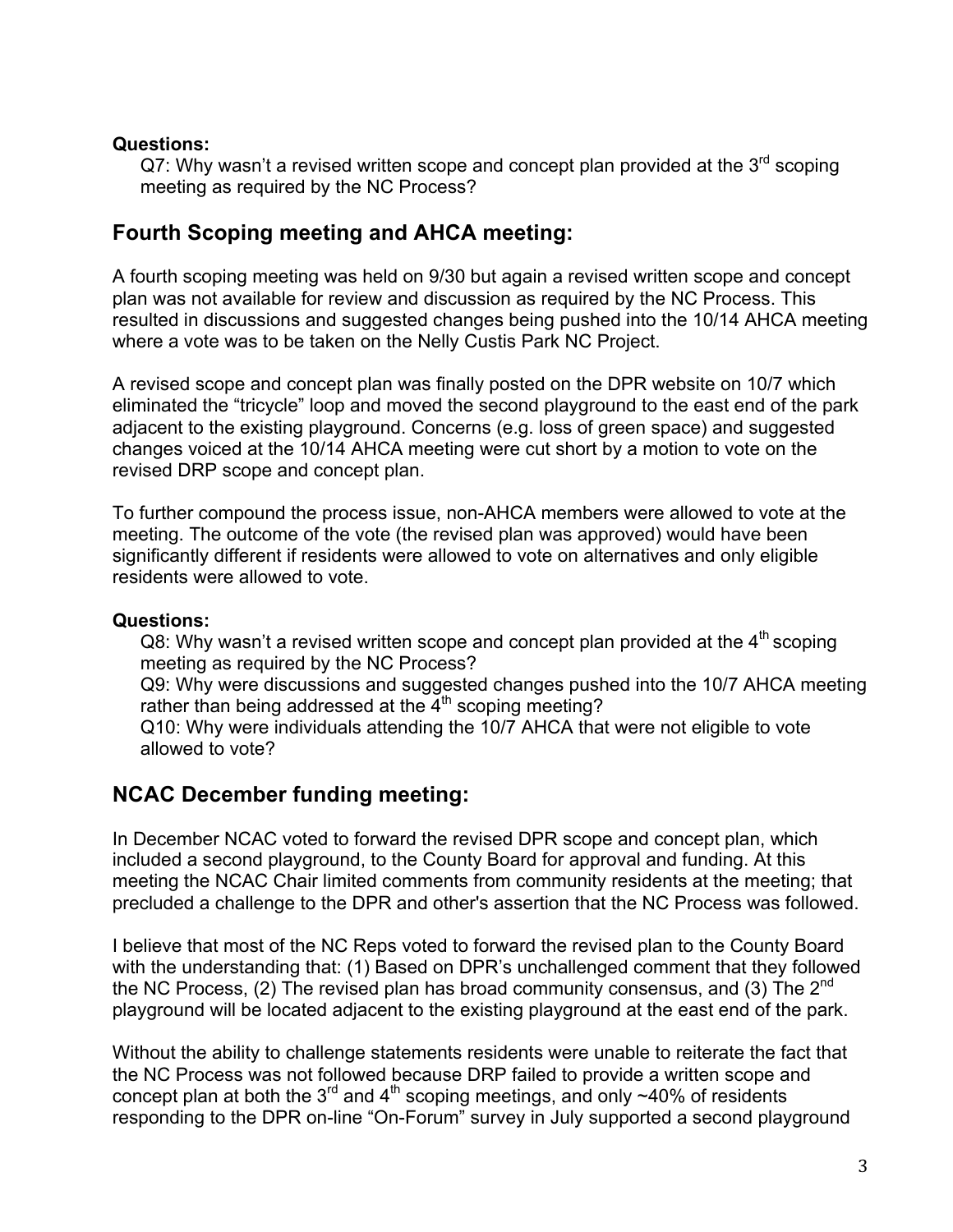**Questions:**

Q7: Why wasn't a revised written scope and concept plan provided at the 3rd scoping meeting as required by the NC Process?

## Fourth Scoping meeting and AHCA meeting:

A fourth scoping meeting was held on 9/30 but again a revised written scope and concept plan was not available for review and discussion as required by the NC Process. This resulted in discussions and suggested changes being pushed into the 10/14 AHCA meeting where a vote was to be taken on the Nelly Custis Park NC Project.

A revised scope and concept plan was finally posted on the DPR website on 10/7 which eliminated the "tricycle" loop and moved the second playground to the east end of the park adjacent to the existing playground. Concerns (e.g. loss of green space) and suggested changes voiced at the 10/14 AHCA meeting were cut short by a motion to vote on the revised DRP scope and concept plan.

To further compound the process issue, non-AHCA members were allowed to vote at the meeting. The outcome of the vote (the revised plan was approved) would have been significantly different if residents were allowed to vote on alternatives and only eligible residents were allowed to vote.

**Questions:**

Q8: Why wasn't a revised written scope and concept plan provided at the 4th scoping meeting as required by the NC Process?

Q9: Why were discussions and suggested changes pushed into the 10/7 AHCA meeting rather than being addressed at the 4th scoping meeting?

Q10: Why were individuals attending the 10/7 AHCA that were not eligible to vote allowed to vote?

## NCAC December funding meeting:

In December NCAC voted to forward the revised DPR scope and concept plan, which included a second playground, to the County Board for approval and funding. At this meeting the NCAC Chair limited comments from community residents at the meeting; that precluded a challenge to the DPR and other's assertion that the NC Process was followed.

I believe that most of the NC Reps voted to forward the revised plan to the County Board with the understanding that: (1) Based on DPR's unchallenged comment that they followed the NC Process, (2) The revised plan has broad community consensus, and (3) The 2nd playground will be located adjacent to the existing playground at the east end of the park.

Without the ability to challenge statements residents were unable to reiterate the fact that the NC Process was not followed because DRP failed to provide a written scope and concept plan at both the 3rd and 4th scoping meetings, and only ~40% of residents responding to the DPR on-line "On-Forum" survey in July supported a second playground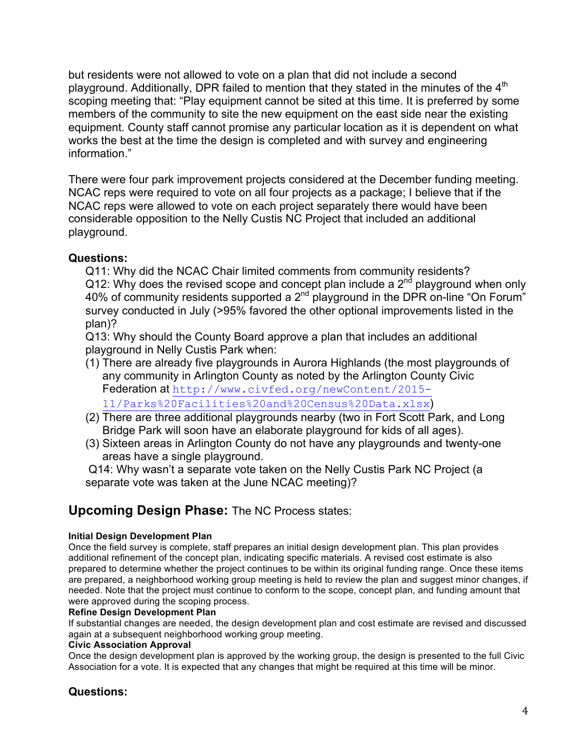but residents were not allowed to vote on a plan that did not include a second playground. Additionally, DPR failed to mention that they stated in the minutes of the 4th scoping meeting that: "Play equipment cannot be sited at this time. It is preferred by some members of the community to site the new equipment on the east side near the existing equipment. County staff cannot promise any particular location as it is dependent on what works the best at the time the design is completed and with survey and engineering information."

There were four park improvement projects considered at the December funding meeting. NCAC reps were required to vote on all four projects as a package; I believe that if the NCAC reps were allowed to vote on each project separately there would have been considerable opposition to the Nelly Custis NC Project that included an additional playground.

### Questions:

Q11: Why did the NCAC Chair limited comments from community residents?
Q12: Why does the revised scope and concept plan include a 2nd playground when only 40% of community residents supported a 2nd playground in the DPR on-line "On Forum" survey conducted in July (>95% favored the other optional improvements listed in the plan)?
Q13: Why should the County Board approve a plan that includes an additional playground in Nelly Custis Park when:

1. There are already five playgrounds in Aurora Highlands (the most playgrounds of any community in Arlington County as noted by the Arlington County Civic Federation at http://www.civfed.org/newContent/2015-11/Parks%20Facilities%20and%20Census%20Data.xlsx)
2. There are three additional playgrounds nearby (two in Fort Scott Park, and Long Bridge Park will soon have an elaborate playground for kids of all ages).
3. Sixteen areas in Arlington County do not have any playgrounds and twenty-one areas have a single playground.

Q14: Why wasn't a separate vote taken on the Nelly Custis Park NC Project (a separate vote was taken at the June NCAC meeting)?

## Upcoming Design Phase: The NC Process states:

**Initial Design Development Plan**
Once the field survey is complete, staff prepares an initial design development plan. This plan provides additional refinement of the concept plan, indicating specific materials. A revised cost estimate is also prepared to determine whether the project continues to be within its original funding range. Once these items are prepared, a neighborhood working group meeting is held to review the plan and suggest minor changes, if needed. Note that the project must continue to conform to the scope, concept plan, and funding amount that were approved during the scoping process.

**Refine Design Development Plan**
If substantial changes are needed, the design development plan and cost estimate are revised and discussed again at a subsequent neighborhood working group meeting.

**Civic Association Approval**
Once the design development plan is approved by the working group, the design is presented to the full Civic Association for a vote. It is expected that any changes that might be required at this time will be minor.

### Questions: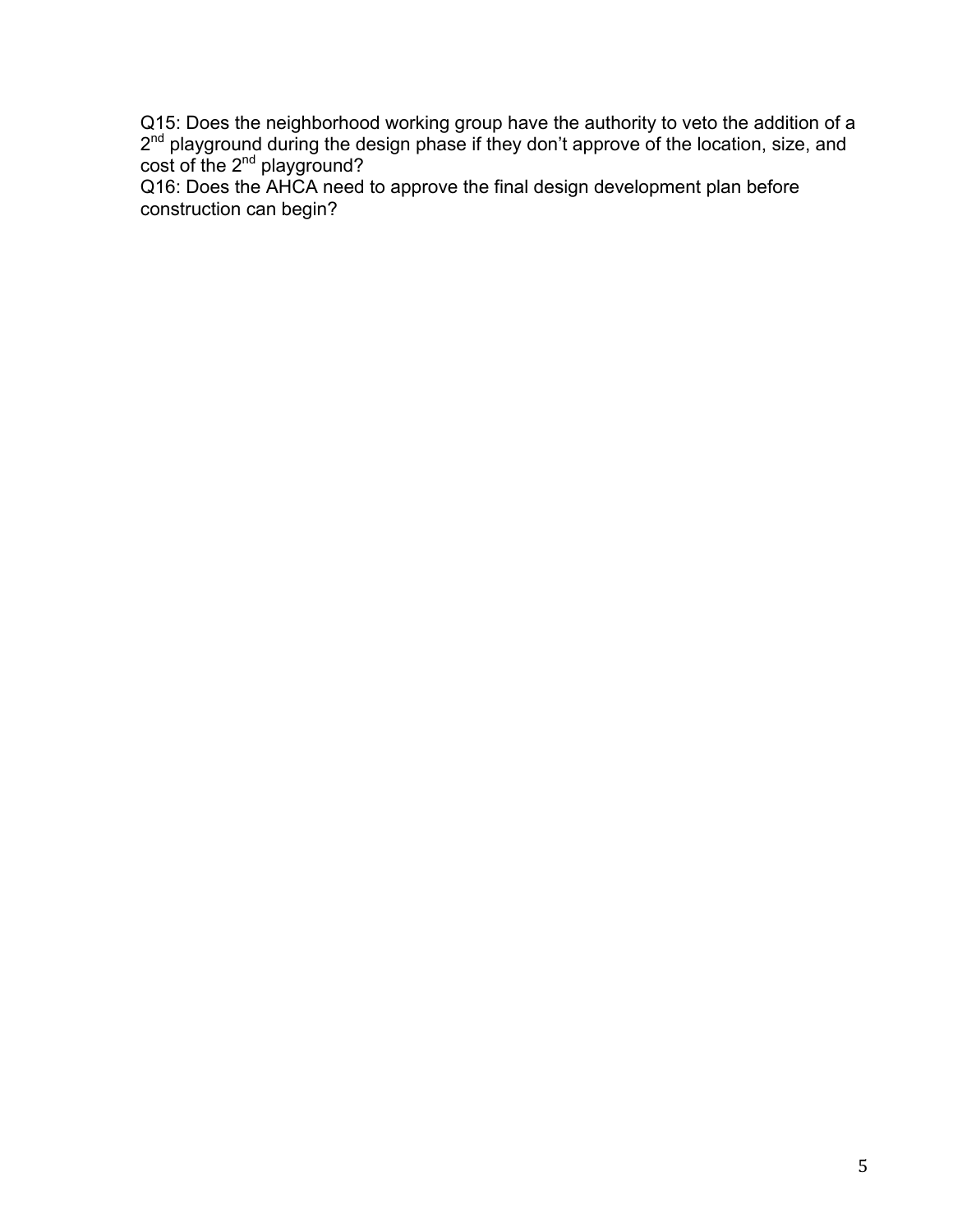Q15: Does the neighborhood working group have the authority to veto the addition of a 2nd playground during the design phase if they don't approve of the location, size, and cost of the 2nd playground?

Q16: Does the AHCA need to approve the final design development plan before construction can begin?